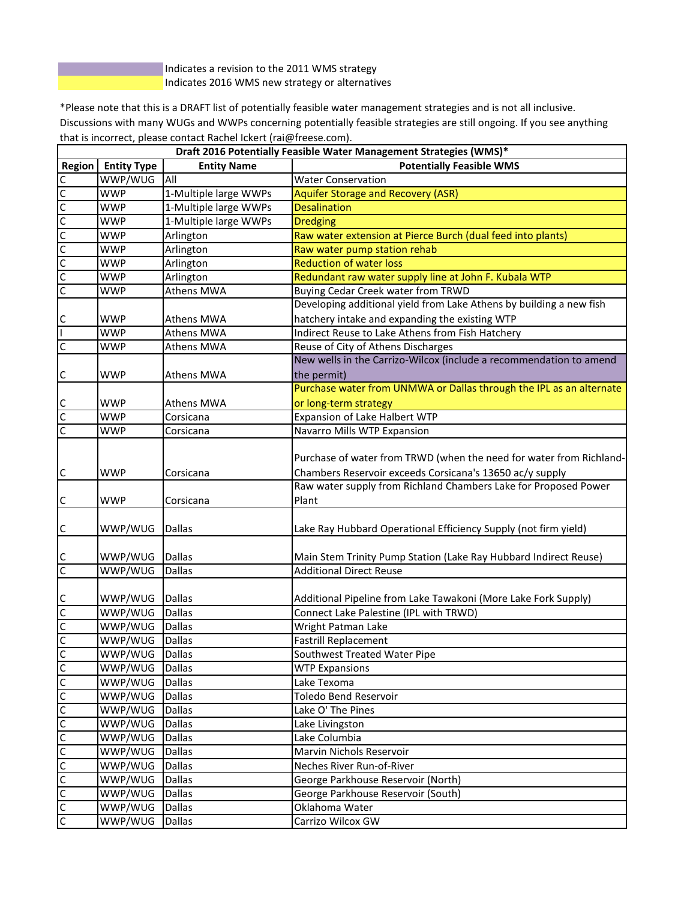| | Indicates a revision to the 2011 WMS strategy |
|---|---|
| | Indicates 2016 WMS new strategy or alternatives |

*Please note that this is a DRAFT list of potentially feasible water management strategies and is not all inclusive. Discussions with many WUGs and WWPs concerning potentially feasible strategies are still ongoing. If you see anything that is incorrect, please contact Rachel Ickert (rai@freese.com).

| Draft 2016 Potentially Feasible Water Management Strategies (WMS)* | | | |
|---|---|---|---|
| **Region** | **Entity Type** | **Entity Name** | **Potentially Feasible WMS** |
| C | WWP/WUG | All | Water Conservation |
| C | WWP | 1-Multiple large WWPs | Aquifer Storage and Recovery (ASR) |
| C | WWP | 1-Multiple large WWPs | Desalination |
| C | WWP | 1-Multiple large WWPs | Dredging |
| C | WWP | Arlington | Raw water extension at Pierce Burch (dual feed into plants) |
| C | WWP | Arlington | Raw water pump station rehab |
| C | WWP | Arlington | Reduction of water loss |
| C | WWP | Arlington | Redundant raw water supply line at John F. Kubala WTP |
| C | WWP | Athens MWA | Buying Cedar Creek water from TRWD |
| C | WWP | Athens MWA | Developing additional yield from Lake Athens by building a new fish hatchery intake and expanding the existing WTP |
| I | WWP | Athens MWA | Indirect Reuse to Lake Athens from Fish Hatchery |
| C | WWP | Athens MWA | Reuse of City of Athens Discharges |
| C | WWP | Athens MWA | New wells in the Carrizo-Wilcox (include a recommendation to amend the permit) |
| C | WWP | Athens MWA | Purchase water from UNMWA or Dallas through the IPL as an alternate or long-term strategy |
| C | WWP | Corsicana | Expansion of Lake Halbert WTP |
| C | WWP | Corsicana | Navarro Mills WTP Expansion |
| C | WWP | Corsicana | Purchase of water from TRWD (when the need for water from Richland-Chambers Reservoir exceeds Corsicana's 13650 ac/y supply |
| C | WWP | Corsicana | Raw water supply from Richland Chambers Lake for Proposed Power Plant |
| C | WWP/WUG | Dallas | Lake Ray Hubbard Operational Efficiency Supply (not firm yield) |
| C | WWP/WUG | Dallas | Main Stem Trinity Pump Station (Lake Ray Hubbard Indirect Reuse) |
| C | WWP/WUG | Dallas | Additional Direct Reuse |
| C | WWP/WUG | Dallas | Additional Pipeline from Lake Tawakoni (More Lake Fork Supply) |
| C | WWP/WUG | Dallas | Connect Lake Palestine (IPL with TRWD) |
| C | WWP/WUG | Dallas | Wright Patman Lake |
| C | WWP/WUG | Dallas | Fastrill Replacement |
| C | WWP/WUG | Dallas | Southwest Treated Water Pipe |
| C | WWP/WUG | Dallas | WTP Expansions |
| C | WWP/WUG | Dallas | Lake Texoma |
| C | WWP/WUG | Dallas | Toledo Bend Reservoir |
| C | WWP/WUG | Dallas | Lake O' The Pines |
| C | WWP/WUG | Dallas | Lake Livingston |
| C | WWP/WUG | Dallas | Lake Columbia |
| C | WWP/WUG | Dallas | Marvin Nichols Reservoir |
| C | WWP/WUG | Dallas | Neches River Run-of-River |
| C | WWP/WUG | Dallas | George Parkhouse Reservoir (North) |
| C | WWP/WUG | Dallas | George Parkhouse Reservoir (South) |
| C | WWP/WUG | Dallas | Oklahoma Water |
| C | WWP/WUG | Dallas | Carrizo Wilcox GW |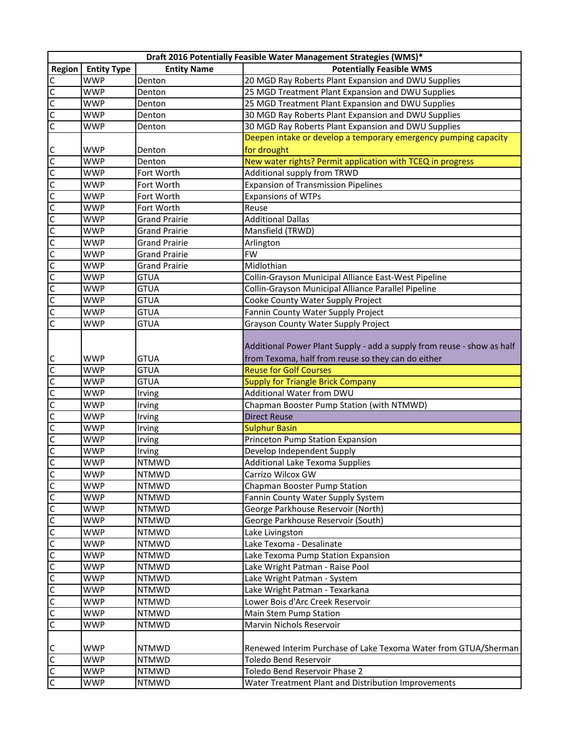| Draft 2016 Potentially Feasible Water Management Strategies (WMS)* | | | |
|---|---|---|---|
| **Region** | **Entity Type** | **Entity Name** | **Potentially Feasible WMS** |
| C | WWP | Denton | 20 MGD Ray Roberts Plant Expansion and DWU Supplies |
| C | WWP | Denton | 25 MGD Treatment Plant Expansion and DWU Supplies |
| C | WWP | Denton | 25 MGD Treatment Plant Expansion and DWU Supplies |
| C | WWP | Denton | 30 MGD Ray Roberts Plant Expansion and DWU Supplies |
| C | WWP | Denton | 30 MGD Ray Roberts Plant Expansion and DWU Supplies |
| C | WWP | Denton | Deepen intake or develop a temporary emergency pumping capacity for drought |
| C | WWP | Denton | New water rights? Permit application with TCEQ in progress |
| C | WWP | Fort Worth | Additional supply from TRWD |
| C | WWP | Fort Worth | Expansion of Transmission Pipelines |
| C | WWP | Fort Worth | Expansions of WTPs |
| C | WWP | Fort Worth | Reuse |
| C | WWP | Grand Prairie | Additional Dallas |
| C | WWP | Grand Prairie | Mansfield (TRWD) |
| C | WWP | Grand Prairie | Arlington |
| C | WWP | Grand Prairie | FW |
| C | WWP | Grand Prairie | Midlothian |
| C | WWP | GTUA | Collin-Grayson Municipal Alliance East-West Pipeline |
| C | WWP | GTUA | Collin-Grayson Municipal Alliance Parallel Pipeline |
| C | WWP | GTUA | Cooke County Water Supply Project |
| C | WWP | GTUA | Fannin County Water Supply Project |
| C | WWP | GTUA | Grayson County Water Supply Project |
| C | WWP | GTUA | Additional Power Plant Supply - add a supply from reuse - show as half from Texoma, half from reuse so they can do either |
| C | WWP | GTUA | Reuse for Golf Courses |
| C | WWP | GTUA | Supply for Triangle Brick Company |
| C | WWP | Irving | Additional Water from DWU |
| C | WWP | Irving | Chapman Booster Pump Station (with NTMWD) |
| C | WWP | Irving | Direct Reuse |
| C | WWP | Irving | Sulphur Basin |
| C | WWP | Irving | Princeton Pump Station Expansion |
| C | WWP | Irving | Develop Independent Supply |
| C | WWP | NTMWD | Additional Lake Texoma Supplies |
| C | WWP | NTMWD | Carrizo Wilcox GW |
| C | WWP | NTMWD | Chapman Booster Pump Station |
| C | WWP | NTMWD | Fannin County Water Supply System |
| C | WWP | NTMWD | George Parkhouse Reservoir (North) |
| C | WWP | NTMWD | George Parkhouse Reservoir (South) |
| C | WWP | NTMWD | Lake Livingston |
| C | WWP | NTMWD | Lake Texoma - Desalinate |
| C | WWP | NTMWD | Lake Texoma Pump Station Expansion |
| C | WWP | NTMWD | Lake Wright Patman - Raise Pool |
| C | WWP | NTMWD | Lake Wright Patman - System |
| C | WWP | NTMWD | Lake Wright Patman - Texarkana |
| C | WWP | NTMWD | Lower Bois d'Arc Creek Reservoir |
| C | WWP | NTMWD | Main Stem Pump Station |
| C | WWP | NTMWD | Marvin Nichols Reservoir |
| C | WWP | NTMWD | Renewed Interim Purchase of Lake Texoma Water from GTUA/Sherman |
| C | WWP | NTMWD | Toledo Bend Reservoir |
| C | WWP | NTMWD | Toledo Bend Reservoir Phase 2 |
| C | WWP | NTMWD | Water Treatment Plant and Distribution Improvements |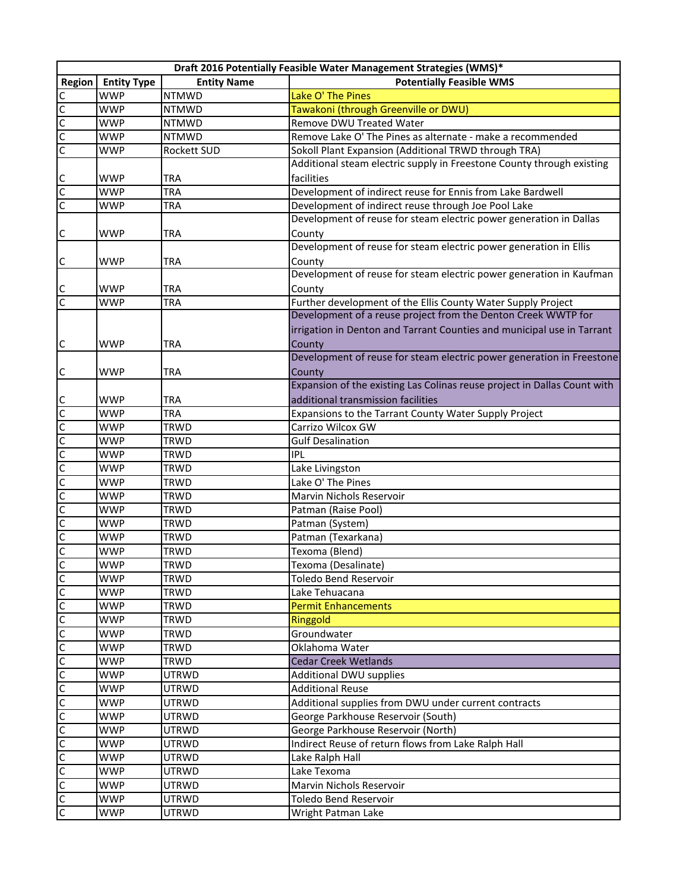| Draft 2016 Potentially Feasible Water Management Strategies (WMS)* | | | |
|---|---|---|---|
| **Region** | **Entity Type** | **Entity Name** | **Potentially Feasible WMS** |
| C | WWP | NTMWD | Lake O' The Pines |
| C | WWP | NTMWD | Tawakoni (through Greenville or DWU) |
| C | WWP | NTMWD | Remove DWU Treated Water |
| C | WWP | NTMWD | Remove Lake O' The Pines as alternate - make a recommended |
| C | WWP | Rockett SUD | Sokoll Plant Expansion (Additional TRWD through TRA) |
| C | WWP | TRA | Additional steam electric supply in Freestone County through existing facilities |
| C | WWP | TRA | Development of indirect reuse for Ennis from Lake Bardwell |
| C | WWP | TRA | Development of indirect reuse through Joe Pool Lake |
| C | WWP | TRA | Development of reuse for steam electric power generation in Dallas County |
| C | WWP | TRA | Development of reuse for steam electric power generation in Ellis County |
| C | WWP | TRA | Development of reuse for steam electric power generation in Kaufman County |
| C | WWP | TRA | Further development of the Ellis County Water Supply Project |
| C | WWP | TRA | Development of a reuse project from the Denton Creek WWTP for irrigation in Denton and Tarrant Counties and municipal use in Tarrant County |
| C | WWP | TRA | Development of reuse for steam electric power generation in Freestone County |
| C | WWP | TRA | Expansion of the existing Las Colinas reuse project in Dallas Count with additional transmission facilities |
| C | WWP | TRA | Expansions to the Tarrant County Water Supply Project |
| C | WWP | TRWD | Carrizo Wilcox GW |
| C | WWP | TRWD | Gulf Desalination |
| C | WWP | TRWD | IPL |
| C | WWP | TRWD | Lake Livingston |
| C | WWP | TRWD | Lake O' The Pines |
| C | WWP | TRWD | Marvin Nichols Reservoir |
| C | WWP | TRWD | Patman (Raise Pool) |
| C | WWP | TRWD | Patman (System) |
| C | WWP | TRWD | Patman (Texarkana) |
| C | WWP | TRWD | Texoma (Blend) |
| C | WWP | TRWD | Texoma (Desalinate) |
| C | WWP | TRWD | Toledo Bend Reservoir |
| C | WWP | TRWD | Lake Tehuacana |
| C | WWP | TRWD | Permit Enhancements |
| C | WWP | TRWD | Ringgold |
| C | WWP | TRWD | Groundwater |
| C | WWP | TRWD | Oklahoma Water |
| C | WWP | TRWD | Cedar Creek Wetlands |
| C | WWP | UTRWD | Additional DWU supplies |
| C | WWP | UTRWD | Additional Reuse |
| C | WWP | UTRWD | Additional supplies from DWU under current contracts |
| C | WWP | UTRWD | George Parkhouse Reservoir (South) |
| C | WWP | UTRWD | George Parkhouse Reservoir (North) |
| C | WWP | UTRWD | Indirect Reuse of return flows from Lake Ralph Hall |
| C | WWP | UTRWD | Lake Ralph Hall |
| C | WWP | UTRWD | Lake Texoma |
| C | WWP | UTRWD | Marvin Nichols Reservoir |
| C | WWP | UTRWD | Toledo Bend Reservoir |
| C | WWP | UTRWD | Wright Patman Lake |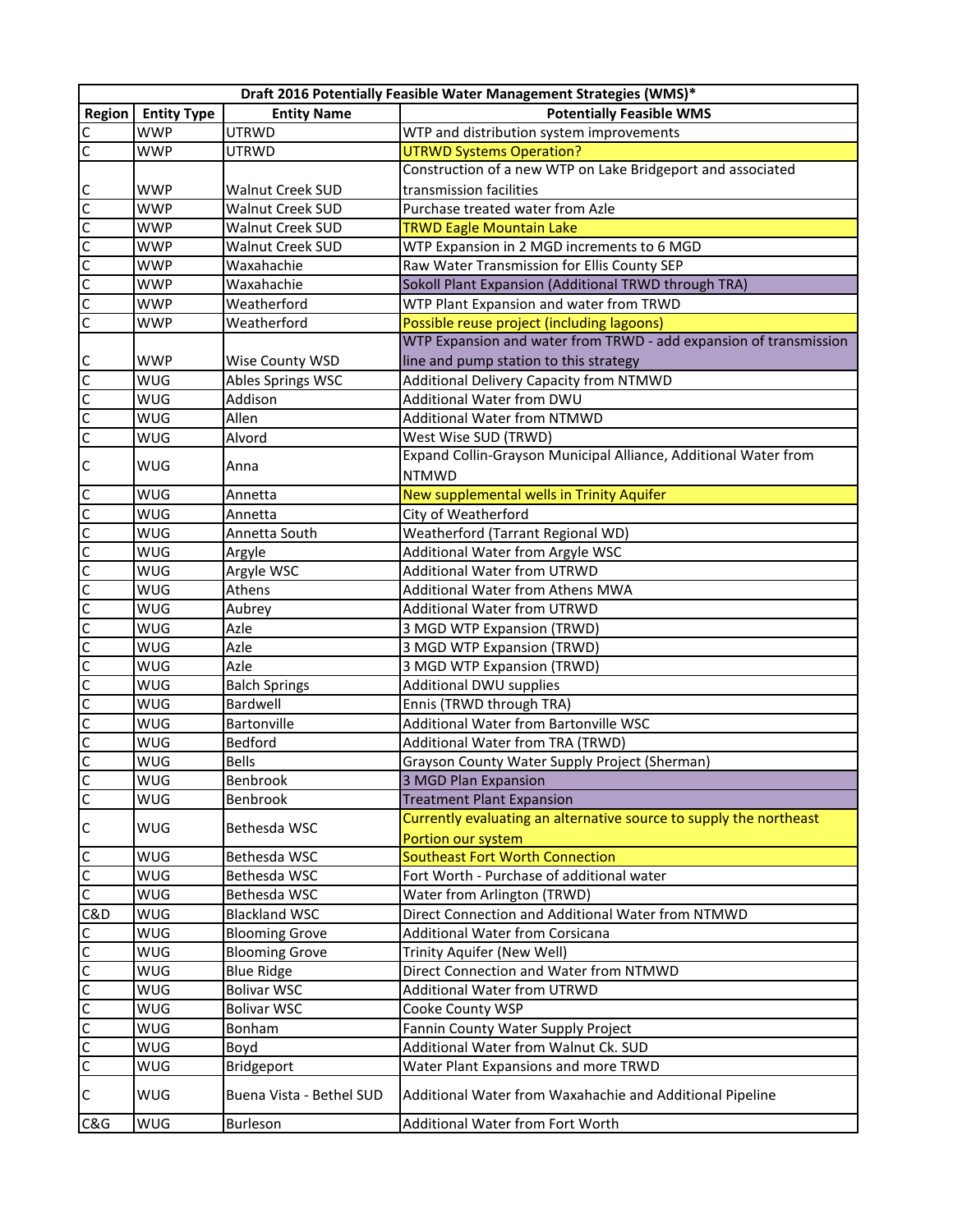| Draft 2016 Potentially Feasible Water Management Strategies (WMS)* | | | |
|---|---|---|---|
| **Region** | **Entity Type** | **Entity Name** | **Potentially Feasible WMS** |
| C | WWP | UTRWD | WTP and distribution system improvements |
| C | WWP | UTRWD | UTRWD Systems Operation? |
| C | WWP | Walnut Creek SUD | Construction of a new WTP on Lake Bridgeport and associated transmission facilities |
| C | WWP | Walnut Creek SUD | Purchase treated water from Azle |
| C | WWP | Walnut Creek SUD | TRWD Eagle Mountain Lake |
| C | WWP | Walnut Creek SUD | WTP Expansion in 2 MGD increments to 6 MGD |
| C | WWP | Waxahachie | Raw Water Transmission for Ellis County SEP |
| C | WWP | Waxahachie | Sokoll Plant Expansion (Additional TRWD through TRA) |
| C | WWP | Weatherford | WTP Plant Expansion and water from TRWD |
| C | WWP | Weatherford | Possible reuse project (including lagoons) |
| C | WWP | Wise County WSD | WTP Expansion and water from TRWD - add expansion of transmission line and pump station to this strategy |
| C | WUG | Ables Springs WSC | Additional Delivery Capacity from NTMWD |
| C | WUG | Addison | Additional Water from DWU |
| C | WUG | Allen | Additional Water from NTMWD |
| C | WUG | Alvord | West Wise SUD (TRWD) |
| C | WUG | Anna | Expand Collin-Grayson Municipal Alliance, Additional Water from NTMWD |
| C | WUG | Annetta | New supplemental wells in Trinity Aquifer |
| C | WUG | Annetta | City of Weatherford |
| C | WUG | Annetta South | Weatherford (Tarrant Regional WD) |
| C | WUG | Argyle | Additional Water from Argyle WSC |
| C | WUG | Argyle WSC | Additional Water from UTRWD |
| C | WUG | Athens | Additional Water from Athens MWA |
| C | WUG | Aubrey | Additional Water from UTRWD |
| C | WUG | Azle | 3 MGD WTP Expansion (TRWD) |
| C | WUG | Azle | 3 MGD WTP Expansion (TRWD) |
| C | WUG | Azle | 3 MGD WTP Expansion (TRWD) |
| C | WUG | Balch Springs | Additional DWU supplies |
| C | WUG | Bardwell | Ennis (TRWD through TRA) |
| C | WUG | Bartonville | Additional Water from Bartonville WSC |
| C | WUG | Bedford | Additional Water from TRA (TRWD) |
| C | WUG | Bells | Grayson County Water Supply Project (Sherman) |
| C | WUG | Benbrook | 3 MGD Plan Expansion |
| C | WUG | Benbrook | Treatment Plant Expansion |
| C | WUG | Bethesda WSC | Currently evaluating an alternative source to supply the northeast Portion our system |
| C | WUG | Bethesda WSC | Southeast Fort Worth Connection |
| C | WUG | Bethesda WSC | Fort Worth - Purchase of additional water |
| C | WUG | Bethesda WSC | Water from Arlington (TRWD) |
| C&D | WUG | Blackland WSC | Direct Connection and Additional Water from NTMWD |
| C | WUG | Blooming Grove | Additional Water from Corsicana |
| C | WUG | Blooming Grove | Trinity Aquifer (New Well) |
| C | WUG | Blue Ridge | Direct Connection and Water from NTMWD |
| C | WUG | Bolivar WSC | Additional Water from UTRWD |
| C | WUG | Bolivar WSC | Cooke County WSP |
| C | WUG | Bonham | Fannin County Water Supply Project |
| C | WUG | Boyd | Additional Water from Walnut Ck. SUD |
| C | WUG | Bridgeport | Water Plant Expansions and more TRWD |
| C | WUG | Buena Vista - Bethel SUD | Additional Water from Waxahachie and Additional Pipeline |
| C&G | WUG | Burleson | Additional Water from Fort Worth |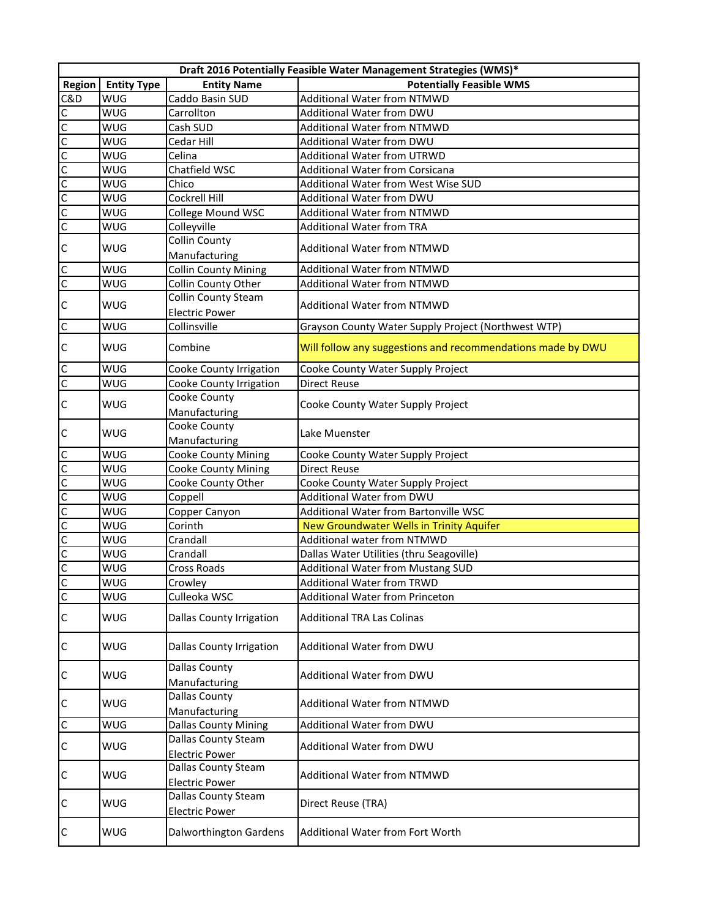| Draft 2016 Potentially Feasible Water Management Strategies (WMS)* | | | |
|---|---|---|---|
| **Region** | **Entity Type** | **Entity Name** | **Potentially Feasible WMS** |
| C&D | WUG | Caddo Basin SUD | Additional Water from NTMWD |
| C | WUG | Carrollton | Additional Water from DWU |
| C | WUG | Cash SUD | Additional Water from NTMWD |
| C | WUG | Cedar Hill | Additional Water from DWU |
| C | WUG | Celina | Additional Water from UTRWD |
| C | WUG | Chatfield WSC | Additional Water from Corsicana |
| C | WUG | Chico | Additional Water from West Wise SUD |
| C | WUG | Cockrell Hill | Additional Water from DWU |
| C | WUG | College Mound WSC | Additional Water from NTMWD |
| C | WUG | Colleyville | Additional Water from TRA |
| C | WUG | Collin County Manufacturing | Additional Water from NTMWD |
| C | WUG | Collin County Mining | Additional Water from NTMWD |
| C | WUG | Collin County Other | Additional Water from NTMWD |
| C | WUG | Collin County Steam Electric Power | Additional Water from NTMWD |
| C | WUG | Collinsville | Grayson County Water Supply Project (Northwest WTP) |
| C | WUG | Combine | Will follow any suggestions and recommendations made by DWU |
| C | WUG | Cooke County Irrigation | Cooke County Water Supply Project |
| C | WUG | Cooke County Irrigation | Direct Reuse |
| C | WUG | Cooke County Manufacturing | Cooke County Water Supply Project |
| C | WUG | Cooke County Manufacturing | Lake Muenster |
| C | WUG | Cooke County Mining | Cooke County Water Supply Project |
| C | WUG | Cooke County Mining | Direct Reuse |
| C | WUG | Cooke County Other | Cooke County Water Supply Project |
| C | WUG | Coppell | Additional Water from DWU |
| C | WUG | Copper Canyon | Additional Water from Bartonville WSC |
| C | WUG | Corinth | New Groundwater Wells in Trinity Aquifer |
| C | WUG | Crandall | Additional water from NTMWD |
| C | WUG | Crandall | Dallas Water Utilities (thru Seagoville) |
| C | WUG | Cross Roads | Additional Water from Mustang SUD |
| C | WUG | Crowley | Additional Water from TRWD |
| C | WUG | Culleoka WSC | Additional Water from Princeton |
| C | WUG | Dallas County Irrigation | Additional TRA Las Colinas |
| C | WUG | Dallas County Irrigation | Additional Water from DWU |
| C | WUG | Dallas County Manufacturing | Additional Water from DWU |
| C | WUG | Dallas County Manufacturing | Additional Water from NTMWD |
| C | WUG | Dallas County Mining | Additional Water from DWU |
| C | WUG | Dallas County Steam Electric Power | Additional Water from DWU |
| C | WUG | Dallas County Steam Electric Power | Additional Water from NTMWD |
| C | WUG | Dallas County Steam Electric Power | Direct Reuse (TRA) |
| C | WUG | Dalworthington Gardens | Additional Water from Fort Worth |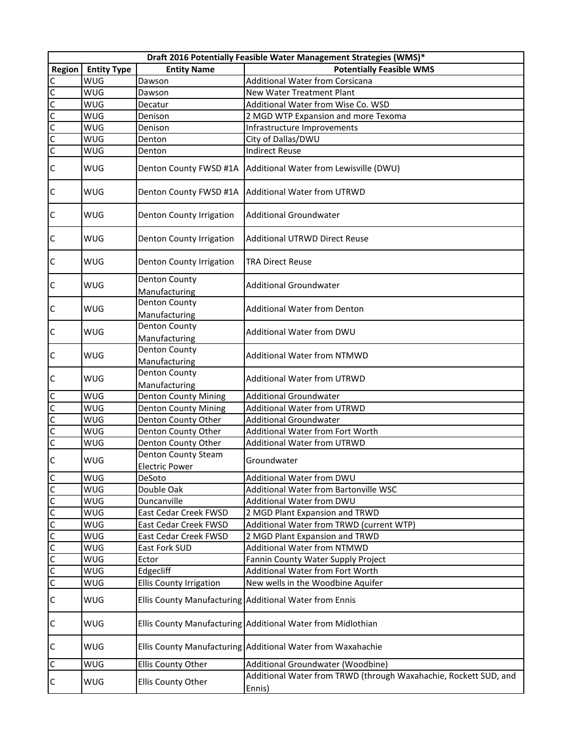| Draft 2016 Potentially Feasible Water Management Strategies (WMS)* | | | |
|---|---|---|---|
| Region | Entity Type | Entity Name | Potentially Feasible WMS |
| C | WUG | Dawson | Additional Water from Corsicana |
| C | WUG | Dawson | New Water Treatment Plant |
| C | WUG | Decatur | Additional Water from Wise Co. WSD |
| C | WUG | Denison | 2 MGD WTP Expansion and more Texoma |
| C | WUG | Denison | Infrastructure Improvements |
| C | WUG | Denton | City of Dallas/DWU |
| C | WUG | Denton | Indirect Reuse |
| C | WUG | Denton County FWSD #1A | Additional Water from Lewisville (DWU) |
| C | WUG | Denton County FWSD #1A | Additional Water from UTRWD |
| C | WUG | Denton County Irrigation | Additional Groundwater |
| C | WUG | Denton County Irrigation | Additional UTRWD Direct Reuse |
| C | WUG | Denton County Irrigation | TRA Direct Reuse |
| C | WUG | Denton County Manufacturing | Additional Groundwater |
| C | WUG | Denton County Manufacturing | Additional Water from Denton |
| C | WUG | Denton County Manufacturing | Additional Water from DWU |
| C | WUG | Denton County Manufacturing | Additional Water from NTMWD |
| C | WUG | Denton County Manufacturing | Additional Water from UTRWD |
| C | WUG | Denton County Mining | Additional Groundwater |
| C | WUG | Denton County Mining | Additional Water from UTRWD |
| C | WUG | Denton County Other | Additional Groundwater |
| C | WUG | Denton County Other | Additional Water from Fort Worth |
| C | WUG | Denton County Other | Additional Water from UTRWD |
| C | WUG | Denton County Steam Electric Power | Groundwater |
| C | WUG | DeSoto | Additional Water from DWU |
| C | WUG | Double Oak | Additional Water from Bartonville WSC |
| C | WUG | Duncanville | Additional Water from DWU |
| C | WUG | East Cedar Creek FWSD | 2 MGD Plant Expansion and TRWD |
| C | WUG | East Cedar Creek FWSD | Additional Water from TRWD (current WTP) |
| C | WUG | East Cedar Creek FWSD | 2 MGD Plant Expansion and TRWD |
| C | WUG | East Fork SUD | Additional Water from NTMWD |
| C | WUG | Ector | Fannin County Water Supply Project |
| C | WUG | Edgecliff | Additional Water from Fort Worth |
| C | WUG | Ellis County Irrigation | New wells in the Woodbine Aquifer |
| C | WUG | Ellis County Manufacturing | Additional Water from Ennis |
| C | WUG | Ellis County Manufacturing | Additional Water from Midlothian |
| C | WUG | Ellis County Manufacturing | Additional Water from Waxahachie |
| C | WUG | Ellis County Other | Additional Groundwater (Woodbine) |
| C | WUG | Ellis County Other | Additional Water from TRWD (through Waxahachie, Rockett SUD, and Ennis) |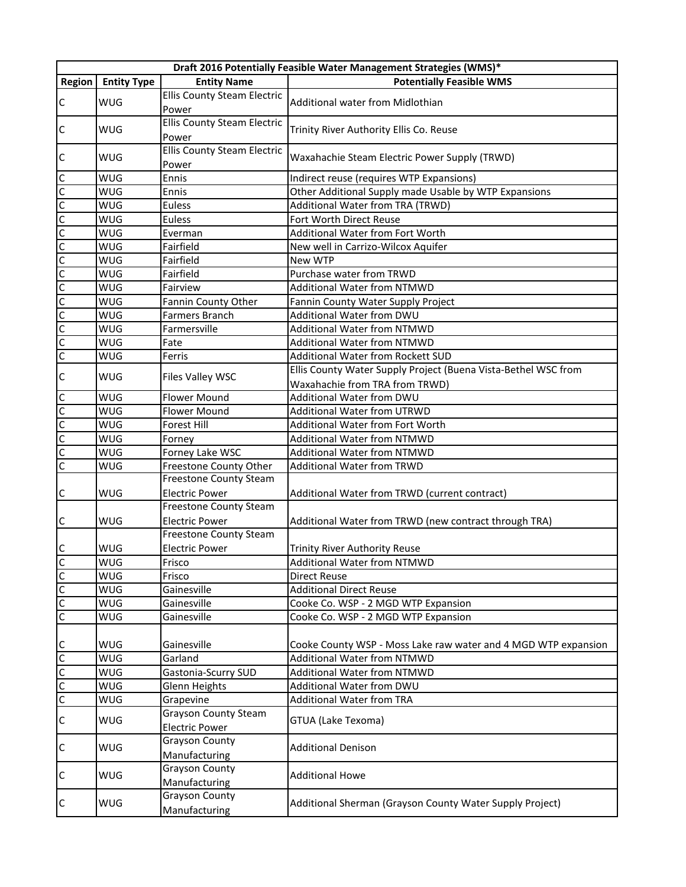| Draft 2016 Potentially Feasible Water Management Strategies (WMS)* | | | |
|---|---|---|---|
| Region | Entity Type | Entity Name | Potentially Feasible WMS |
| C | WUG | Ellis County Steam Electric Power | Additional water from Midlothian |
| C | WUG | Ellis County Steam Electric Power | Trinity River Authority Ellis Co. Reuse |
| C | WUG | Ellis County Steam Electric Power | Waxahachie Steam Electric Power Supply (TRWD) |
| C | WUG | Ennis | Indirect reuse (requires WTP Expansions) |
| C | WUG | Ennis | Other Additional Supply made Usable by WTP Expansions |
| C | WUG | Euless | Additional Water from TRA (TRWD) |
| C | WUG | Euless | Fort Worth Direct Reuse |
| C | WUG | Everman | Additional Water from Fort Worth |
| C | WUG | Fairfield | New well in Carrizo-Wilcox Aquifer |
| C | WUG | Fairfield | New WTP |
| C | WUG | Fairfield | Purchase water from TRWD |
| C | WUG | Fairview | Additional Water from NTMWD |
| C | WUG | Fannin County Other | Fannin County Water Supply Project |
| C | WUG | Farmers Branch | Additional Water from DWU |
| C | WUG | Farmersville | Additional Water from NTMWD |
| C | WUG | Fate | Additional Water from NTMWD |
| C | WUG | Ferris | Additional Water from Rockett SUD |
| C | WUG | Files Valley WSC | Ellis County Water Supply Project (Buena Vista-Bethel WSC from Waxahachie from TRA from TRWD) |
| C | WUG | Flower Mound | Additional Water from DWU |
| C | WUG | Flower Mound | Additional Water from UTRWD |
| C | WUG | Forest Hill | Additional Water from Fort Worth |
| C | WUG | Forney | Additional Water from NTMWD |
| C | WUG | Forney Lake WSC | Additional Water from NTMWD |
| C | WUG | Freestone County Other | Additional Water from TRWD |
| C | WUG | Freestone County Steam Electric Power | Additional Water from TRWD (current contract) |
| C | WUG | Freestone County Steam Electric Power | Additional Water from TRWD (new contract through TRA) |
| C | WUG | Freestone County Steam Electric Power | Trinity River Authority Reuse |
| C | WUG | Frisco | Additional Water from NTMWD |
| C | WUG | Frisco | Direct Reuse |
| C | WUG | Gainesville | Additional Direct Reuse |
| C | WUG | Gainesville | Cooke Co. WSP - 2 MGD WTP Expansion |
| C | WUG | Gainesville | Cooke Co. WSP - 2 MGD WTP Expansion |
| C | WUG | Gainesville | Cooke County WSP - Moss Lake raw water and 4 MGD WTP expansion |
| C | WUG | Garland | Additional Water from NTMWD |
| C | WUG | Gastonia-Scurry SUD | Additional Water from NTMWD |
| C | WUG | Glenn Heights | Additional Water from DWU |
| C | WUG | Grapevine | Additional Water from TRA |
| C | WUG | Grayson County Steam Electric Power | GTUA (Lake Texoma) |
| C | WUG | Grayson County Manufacturing | Additional Denison |
| C | WUG | Grayson County Manufacturing | Additional Howe |
| C | WUG | Grayson County Manufacturing | Additional Sherman (Grayson County Water Supply Project) |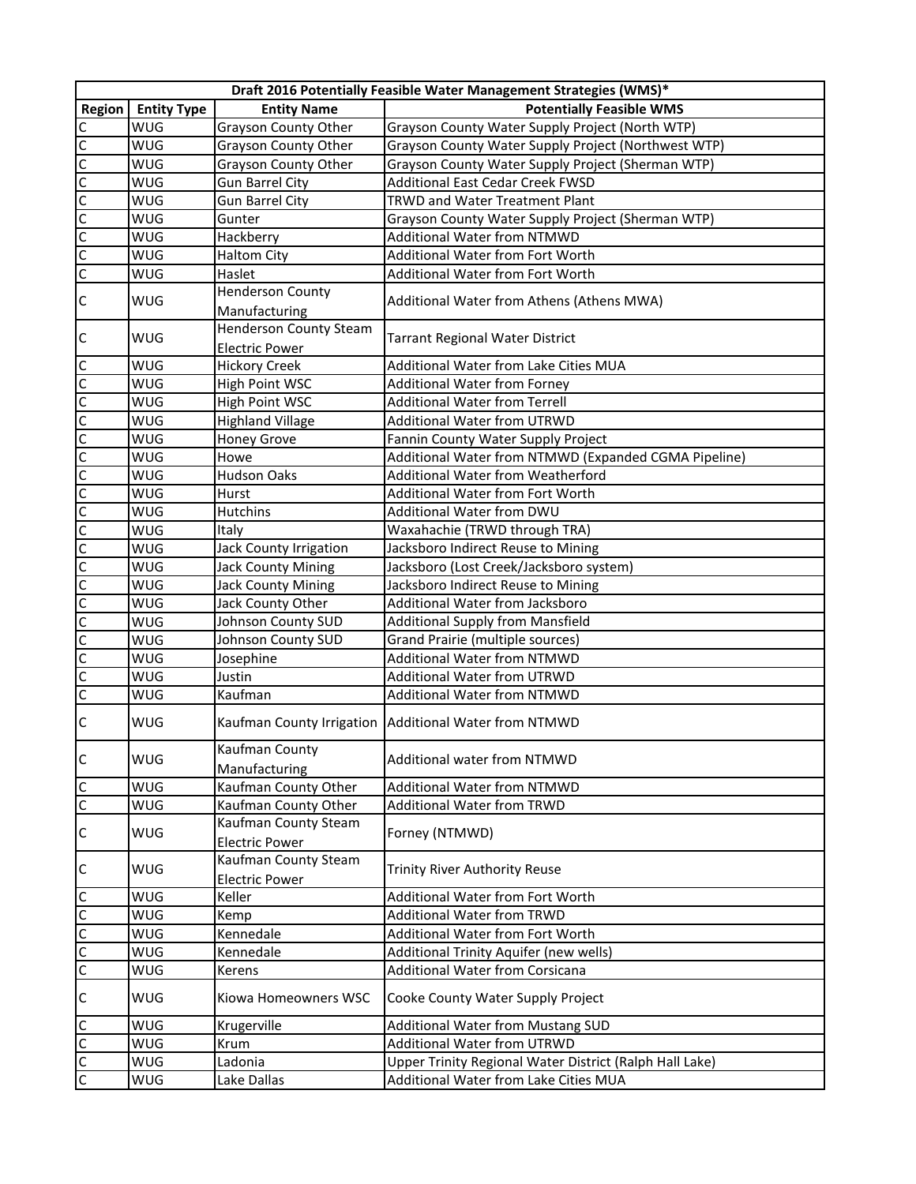| Draft 2016 Potentially Feasible Water Management Strategies (WMS)* | | | |
|---|---|---|---|
| **Region** | **Entity Type** | **Entity Name** | **Potentially Feasible WMS** |
| C | WUG | Grayson County Other | Grayson County Water Supply Project (North WTP) |
| C | WUG | Grayson County Other | Grayson County Water Supply Project (Northwest WTP) |
| C | WUG | Grayson County Other | Grayson County Water Supply Project (Sherman WTP) |
| C | WUG | Gun Barrel City | Additional East Cedar Creek FWSD |
| C | WUG | Gun Barrel City | TRWD and Water Treatment Plant |
| C | WUG | Gunter | Grayson County Water Supply Project (Sherman WTP) |
| C | WUG | Hackberry | Additional Water from NTMWD |
| C | WUG | Haltom City | Additional Water from Fort Worth |
| C | WUG | Haslet | Additional Water from Fort Worth |
| C | WUG | Henderson County Manufacturing | Additional Water from Athens (Athens MWA) |
| C | WUG | Henderson County Steam Electric Power | Tarrant Regional Water District |
| C | WUG | Hickory Creek | Additional Water from Lake Cities MUA |
| C | WUG | High Point WSC | Additional Water from Forney |
| C | WUG | High Point WSC | Additional Water from Terrell |
| C | WUG | Highland Village | Additional Water from UTRWD |
| C | WUG | Honey Grove | Fannin County Water Supply Project |
| C | WUG | Howe | Additional Water from NTMWD (Expanded CGMA Pipeline) |
| C | WUG | Hudson Oaks | Additional Water from Weatherford |
| C | WUG | Hurst | Additional Water from Fort Worth |
| C | WUG | Hutchins | Additional Water from DWU |
| C | WUG | Italy | Waxahachie (TRWD through TRA) |
| C | WUG | Jack County Irrigation | Jacksboro Indirect Reuse to Mining |
| C | WUG | Jack County Mining | Jacksboro (Lost Creek/Jacksboro system) |
| C | WUG | Jack County Mining | Jacksboro Indirect Reuse to Mining |
| C | WUG | Jack County Other | Additional Water from Jacksboro |
| C | WUG | Johnson County SUD | Additional Supply from Mansfield |
| C | WUG | Johnson County SUD | Grand Prairie (multiple sources) |
| C | WUG | Josephine | Additional Water from NTMWD |
| C | WUG | Justin | Additional Water from UTRWD |
| C | WUG | Kaufman | Additional Water from NTMWD |
| C | WUG | Kaufman County Irrigation | Additional Water from NTMWD |
| C | WUG | Kaufman County Manufacturing | Additional water from NTMWD |
| C | WUG | Kaufman County Other | Additional Water from NTMWD |
| C | WUG | Kaufman County Other | Additional Water from TRWD |
| C | WUG | Kaufman County Steam Electric Power | Forney (NTMWD) |
| C | WUG | Kaufman County Steam Electric Power | Trinity River Authority Reuse |
| C | WUG | Keller | Additional Water from Fort Worth |
| C | WUG | Kemp | Additional Water from TRWD |
| C | WUG | Kennedale | Additional Water from Fort Worth |
| C | WUG | Kennedale | Additional Trinity Aquifer (new wells) |
| C | WUG | Kerens | Additional Water from Corsicana |
| C | WUG | Kiowa Homeowners WSC | Cooke County Water Supply Project |
| C | WUG | Krugerville | Additional Water from Mustang SUD |
| C | WUG | Krum | Additional Water from UTRWD |
| C | WUG | Ladonia | Upper Trinity Regional Water District (Ralph Hall Lake) |
| C | WUG | Lake Dallas | Additional Water from Lake Cities MUA |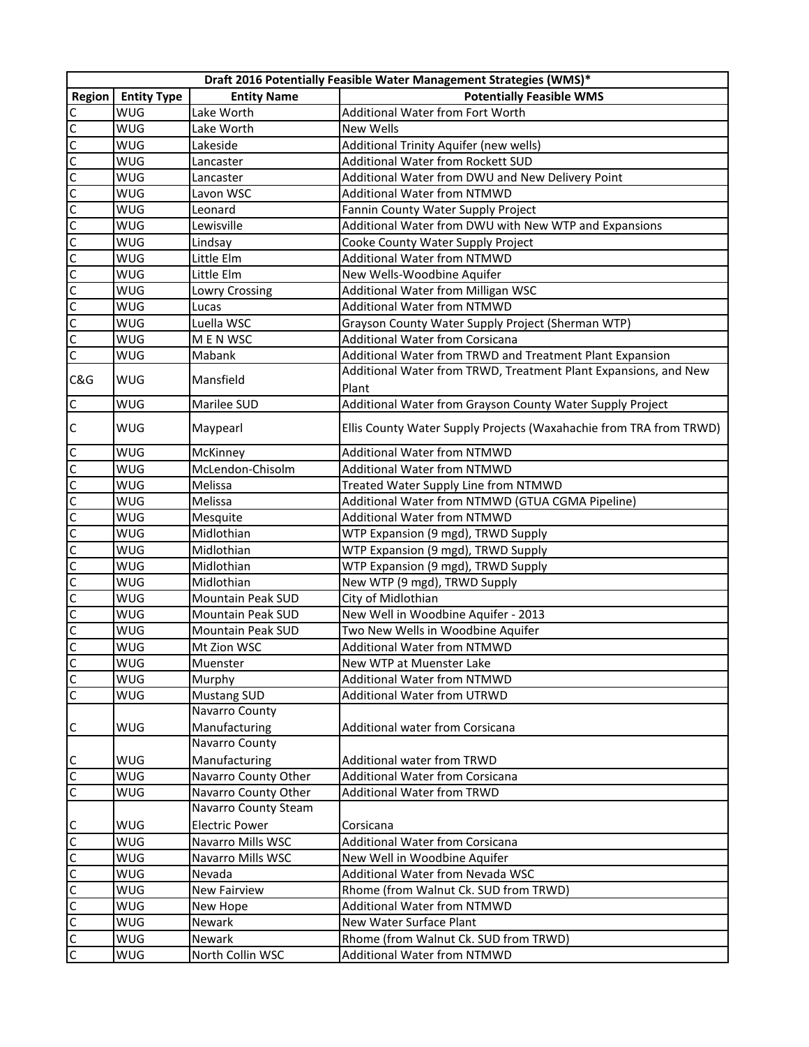| Draft 2016 Potentially Feasible Water Management Strategies (WMS)* | | | |
|---|---|---|---|
| **Region** | **Entity Type** | **Entity Name** | **Potentially Feasible WMS** |
| C | WUG | Lake Worth | Additional Water from Fort Worth |
| C | WUG | Lake Worth | New Wells |
| C | WUG | Lakeside | Additional Trinity Aquifer (new wells) |
| C | WUG | Lancaster | Additional Water from Rockett SUD |
| C | WUG | Lancaster | Additional Water from DWU and New Delivery Point |
| C | WUG | Lavon WSC | Additional Water from NTMWD |
| C | WUG | Leonard | Fannin County Water Supply Project |
| C | WUG | Lewisville | Additional Water from DWU with New WTP and Expansions |
| C | WUG | Lindsay | Cooke County Water Supply Project |
| C | WUG | Little Elm | Additional Water from NTMWD |
| C | WUG | Little Elm | New Wells-Woodbine Aquifer |
| C | WUG | Lowry Crossing | Additional Water from Milligan WSC |
| C | WUG | Lucas | Additional Water from NTMWD |
| C | WUG | Luella WSC | Grayson County Water Supply Project (Sherman WTP) |
| C | WUG | M E N WSC | Additional Water from Corsicana |
| C | WUG | Mabank | Additional Water from TRWD and Treatment Plant Expansion |
| C&G | WUG | Mansfield | Additional Water from TRWD, Treatment Plant Expansions, and New Plant |
| C | WUG | Marilee SUD | Additional Water from Grayson County Water Supply Project |
| C | WUG | Maypearl | Ellis County Water Supply Projects (Waxahachie from TRA from TRWD) |
| C | WUG | McKinney | Additional Water from NTMWD |
| C | WUG | McLendon-Chisolm | Additional Water from NTMWD |
| C | WUG | Melissa | Treated Water Supply Line from NTMWD |
| C | WUG | Melissa | Additional Water from NTMWD (GTUA CGMA Pipeline) |
| C | WUG | Mesquite | Additional Water from NTMWD |
| C | WUG | Midlothian | WTP Expansion (9 mgd), TRWD Supply |
| C | WUG | Midlothian | WTP Expansion (9 mgd), TRWD Supply |
| C | WUG | Midlothian | WTP Expansion (9 mgd), TRWD Supply |
| C | WUG | Midlothian | New WTP (9 mgd), TRWD Supply |
| C | WUG | Mountain Peak SUD | City of Midlothian |
| C | WUG | Mountain Peak SUD | New Well in Woodbine Aquifer - 2013 |
| C | WUG | Mountain Peak SUD | Two New Wells in Woodbine Aquifer |
| C | WUG | Mt Zion WSC | Additional Water from NTMWD |
| C | WUG | Muenster | New WTP at Muenster Lake |
| C | WUG | Murphy | Additional Water from NTMWD |
| C | WUG | Mustang SUD | Additional Water from UTRWD |
| C | WUG | Navarro County Manufacturing | Additional water from Corsicana |
| C | WUG | Navarro County Manufacturing | Additional water from TRWD |
| C | WUG | Navarro County Other | Additional Water from Corsicana |
| C | WUG | Navarro County Other | Additional Water from TRWD |
| C | WUG | Navarro County Steam Electric Power | Corsicana |
| C | WUG | Navarro Mills WSC | Additional Water from Corsicana |
| C | WUG | Navarro Mills WSC | New Well in Woodbine Aquifer |
| C | WUG | Nevada | Additional Water from Nevada WSC |
| C | WUG | New Fairview | Rhome (from Walnut Ck. SUD from TRWD) |
| C | WUG | New Hope | Additional Water from NTMWD |
| C | WUG | Newark | New Water Surface Plant |
| C | WUG | Newark | Rhome (from Walnut Ck. SUD from TRWD) |
| C | WUG | North Collin WSC | Additional Water from NTMWD |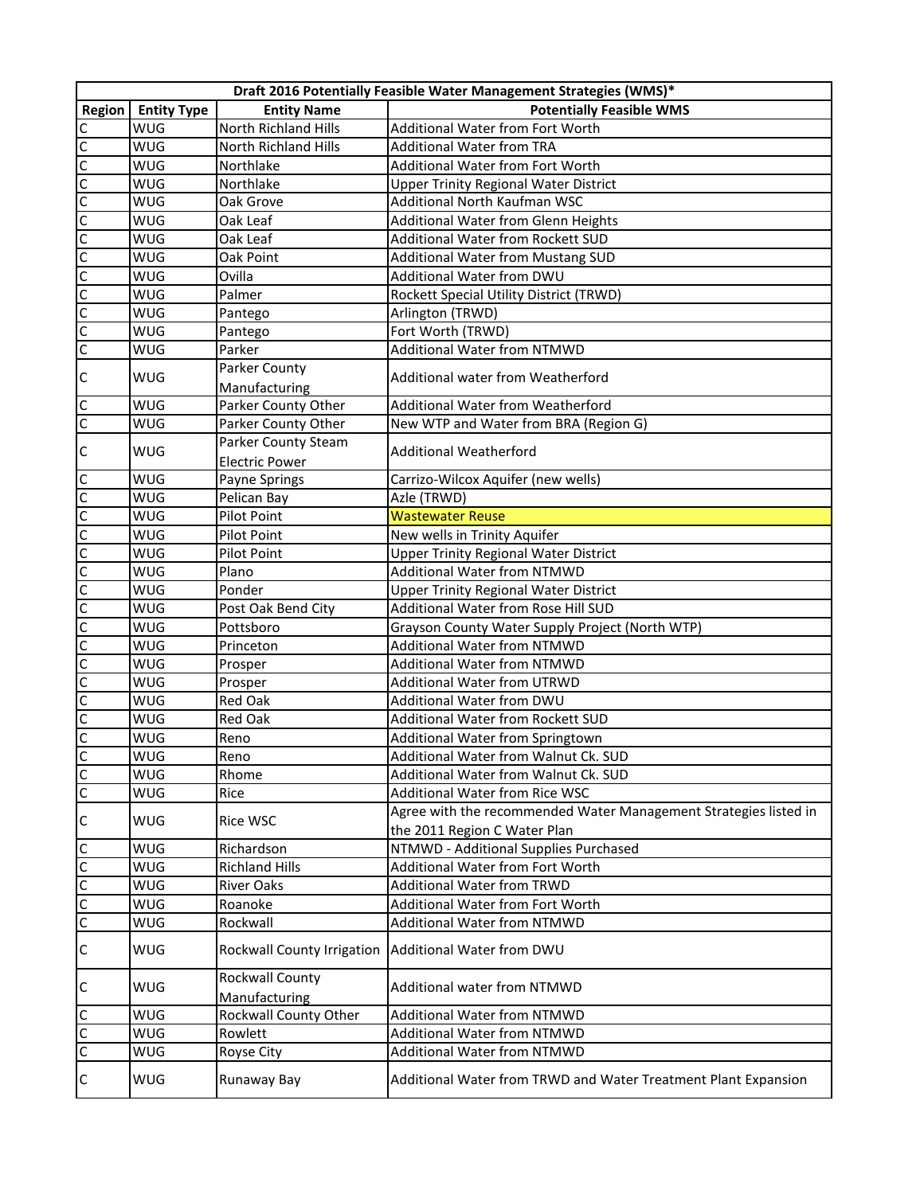| Draft 2016 Potentially Feasible Water Management Strategies (WMS)* | | | |
|---|---|---|---|
| Region | Entity Type | Entity Name | Potentially Feasible WMS |
| C | WUG | North Richland Hills | Additional Water from Fort Worth |
| C | WUG | North Richland Hills | Additional Water from TRA |
| C | WUG | Northlake | Additional Water from Fort Worth |
| C | WUG | Northlake | Upper Trinity Regional Water District |
| C | WUG | Oak Grove | Additional North Kaufman WSC |
| C | WUG | Oak Leaf | Additional Water from Glenn Heights |
| C | WUG | Oak Leaf | Additional Water from Rockett SUD |
| C | WUG | Oak Point | Additional Water from Mustang SUD |
| C | WUG | Ovilla | Additional Water from DWU |
| C | WUG | Palmer | Rockett Special Utility District (TRWD) |
| C | WUG | Pantego | Arlington (TRWD) |
| C | WUG | Pantego | Fort Worth (TRWD) |
| C | WUG | Parker | Additional Water from NTMWD |
| C | WUG | Parker County Manufacturing | Additional water from Weatherford |
| C | WUG | Parker County Other | Additional Water from Weatherford |
| C | WUG | Parker County Other | New WTP and Water from BRA (Region G) |
| C | WUG | Parker County Steam Electric Power | Additional Weatherford |
| C | WUG | Payne Springs | Carrizo-Wilcox Aquifer (new wells) |
| C | WUG | Pelican Bay | Azle (TRWD) |
| C | WUG | Pilot Point | Wastewater Reuse |
| C | WUG | Pilot Point | New wells in Trinity Aquifer |
| C | WUG | Pilot Point | Upper Trinity Regional Water District |
| C | WUG | Plano | Additional Water from NTMWD |
| C | WUG | Ponder | Upper Trinity Regional Water District |
| C | WUG | Post Oak Bend City | Additional Water from Rose Hill SUD |
| C | WUG | Pottsboro | Grayson County Water Supply Project (North WTP) |
| C | WUG | Princeton | Additional Water from NTMWD |
| C | WUG | Prosper | Additional Water from NTMWD |
| C | WUG | Prosper | Additional Water from UTRWD |
| C | WUG | Red Oak | Additional Water from DWU |
| C | WUG | Red Oak | Additional Water from Rockett SUD |
| C | WUG | Reno | Additional Water from Springtown |
| C | WUG | Reno | Additional Water from Walnut Ck. SUD |
| C | WUG | Rhome | Additional Water from Walnut Ck. SUD |
| C | WUG | Rice | Additional Water from Rice WSC |
| C | WUG | Rice WSC | Agree with the recommended Water Management Strategies listed in the 2011 Region C Water Plan |
| C | WUG | Richardson | NTMWD - Additional Supplies Purchased |
| C | WUG | Richland Hills | Additional Water from Fort Worth |
| C | WUG | River Oaks | Additional Water from TRWD |
| C | WUG | Roanoke | Additional Water from Fort Worth |
| C | WUG | Rockwall | Additional Water from NTMWD |
| C | WUG | Rockwall County Irrigation | Additional Water from DWU |
| C | WUG | Rockwall County Manufacturing | Additional water from NTMWD |
| C | WUG | Rockwall County Other | Additional Water from NTMWD |
| C | WUG | Rowlett | Additional Water from NTMWD |
| C | WUG | Royse City | Additional Water from NTMWD |
| C | WUG | Runaway Bay | Additional Water from TRWD and Water Treatment Plant Expansion |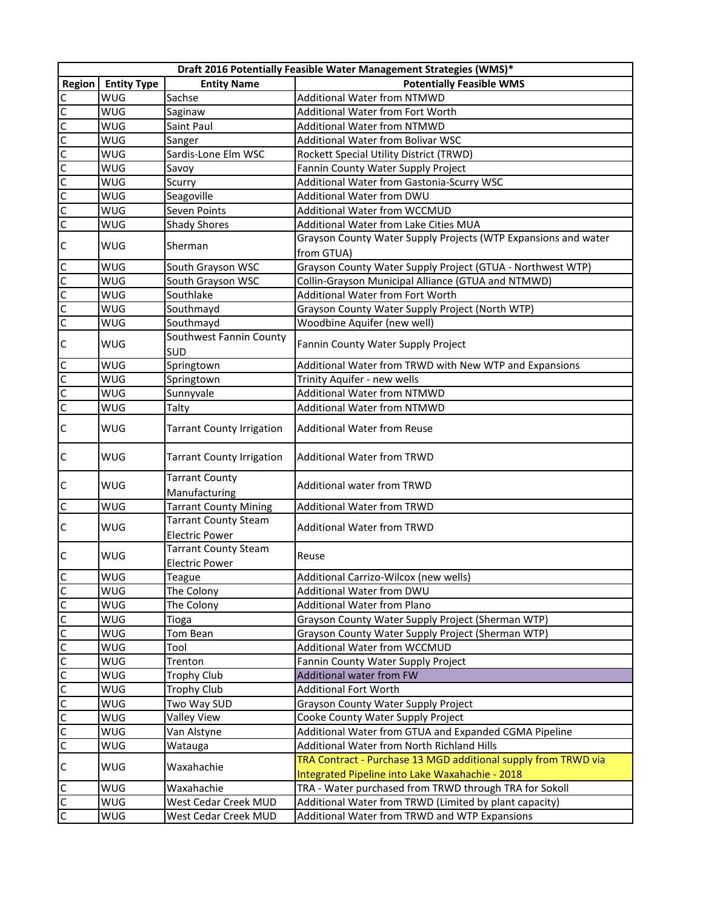| Draft 2016 Potentially Feasible Water Management Strategies (WMS)* | | | |
|---|---|---|---|
| **Region** | **Entity Type** | **Entity Name** | **Potentially Feasible WMS** |
| C | WUG | Sachse | Additional Water from NTMWD |
| C | WUG | Saginaw | Additional Water from Fort Worth |
| C | WUG | Saint Paul | Additional Water from NTMWD |
| C | WUG | Sanger | Additional Water from Bolivar WSC |
| C | WUG | Sardis-Lone Elm WSC | Rockett Special Utility District (TRWD) |
| C | WUG | Savoy | Fannin County Water Supply Project |
| C | WUG | Scurry | Additional Water from Gastonia-Scurry WSC |
| C | WUG | Seagoville | Additional Water from DWU |
| C | WUG | Seven Points | Additional Water from WCCMUD |
| C | WUG | Shady Shores | Additional Water from Lake Cities MUA |
| C | WUG | Sherman | Grayson County Water Supply Projects (WTP Expansions and water from GTUA) |
| C | WUG | South Grayson WSC | Grayson County Water Supply Project (GTUA - Northwest WTP) |
| C | WUG | South Grayson WSC | Collin-Grayson Municipal Alliance (GTUA and NTMWD) |
| C | WUG | Southlake | Additional Water from Fort Worth |
| C | WUG | Southmayd | Grayson County Water Supply Project (North WTP) |
| C | WUG | Southmayd | Woodbine Aquifer (new well) |
| C | WUG | Southwest Fannin County SUD | Fannin County Water Supply Project |
| C | WUG | Springtown | Additional Water from TRWD with New WTP and Expansions |
| C | WUG | Springtown | Trinity Aquifer - new wells |
| C | WUG | Sunnyvale | Additional Water from NTMWD |
| C | WUG | Talty | Additional Water from NTMWD |
| C | WUG | Tarrant County Irrigation | Additional Water from Reuse |
| C | WUG | Tarrant County Irrigation | Additional Water from TRWD |
| C | WUG | Tarrant County Manufacturing | Additional water from TRWD |
| C | WUG | Tarrant County Mining | Additional Water from TRWD |
| C | WUG | Tarrant County Steam Electric Power | Additional Water from TRWD |
| C | WUG | Tarrant County Steam Electric Power | Reuse |
| C | WUG | Teague | Additional Carrizo-Wilcox (new wells) |
| C | WUG | The Colony | Additional Water from DWU |
| C | WUG | The Colony | Additional Water from Plano |
| C | WUG | Tioga | Grayson County Water Supply Project (Sherman WTP) |
| C | WUG | Tom Bean | Grayson County Water Supply Project (Sherman WTP) |
| C | WUG | Tool | Additional Water from WCCMUD |
| C | WUG | Trenton | Fannin County Water Supply Project |
| C | WUG | Trophy Club | Additional water from FW |
| C | WUG | Trophy Club | Additional Fort Worth |
| C | WUG | Two Way SUD | Grayson County Water Supply Project |
| C | WUG | Valley View | Cooke County Water Supply Project |
| C | WUG | Van Alstyne | Additional Water from GTUA and Expanded CGMA Pipeline |
| C | WUG | Watauga | Additional Water from North Richland Hills |
| C | WUG | Waxahachie | TRA Contract - Purchase 13 MGD additional supply from TRWD via Integrated Pipeline into Lake Waxahachie - 2018 |
| C | WUG | Waxahachie | TRA - Water purchased from TRWD through TRA for Sokoll |
| C | WUG | West Cedar Creek MUD | Additional Water from TRWD (Limited by plant capacity) |
| C | WUG | West Cedar Creek MUD | Additional Water from TRWD and WTP Expansions |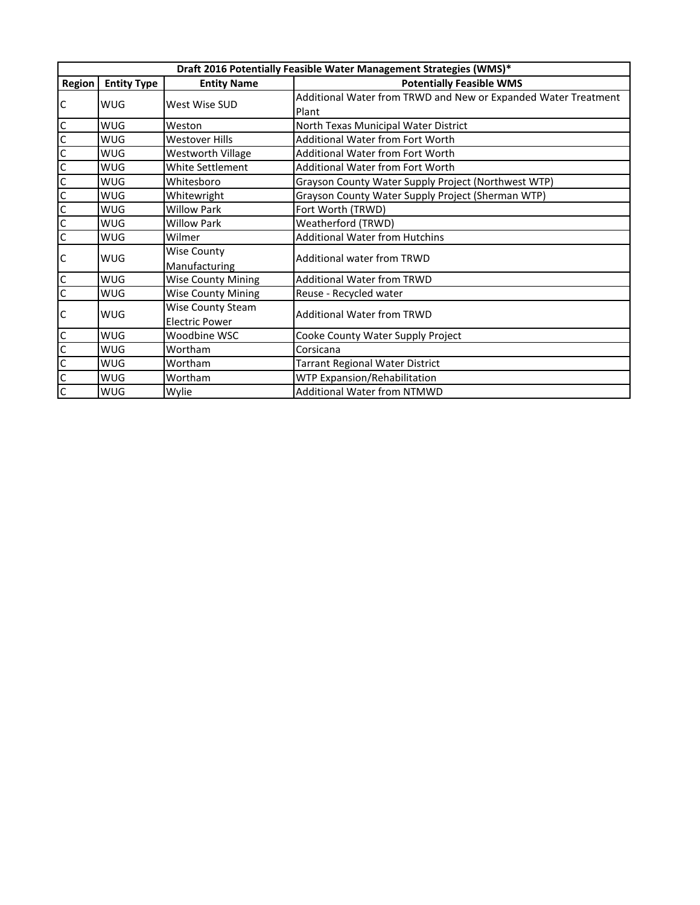| Draft 2016 Potentially Feasible Water Management Strategies (WMS)* | | | |
|---|---|---|---|
| **Region** | **Entity Type** | **Entity Name** | **Potentially Feasible WMS** |
| C | WUG | West Wise SUD | Additional Water from TRWD and New or Expanded Water Treatment Plant |
| C | WUG | Weston | North Texas Municipal Water District |
| C | WUG | Westover Hills | Additional Water from Fort Worth |
| C | WUG | Westworth Village | Additional Water from Fort Worth |
| C | WUG | White Settlement | Additional Water from Fort Worth |
| C | WUG | Whitesboro | Grayson County Water Supply Project (Northwest WTP) |
| C | WUG | Whitewright | Grayson County Water Supply Project (Sherman WTP) |
| C | WUG | Willow Park | Fort Worth (TRWD) |
| C | WUG | Willow Park | Weatherford (TRWD) |
| C | WUG | Wilmer | Additional Water from Hutchins |
| C | WUG | Wise County Manufacturing | Additional water from TRWD |
| C | WUG | Wise County Mining | Additional Water from TRWD |
| C | WUG | Wise County Mining | Reuse - Recycled water |
| C | WUG | Wise County Steam Electric Power | Additional Water from TRWD |
| C | WUG | Woodbine WSC | Cooke County Water Supply Project |
| C | WUG | Wortham | Corsicana |
| C | WUG | Wortham | Tarrant Regional Water District |
| C | WUG | Wortham | WTP Expansion/Rehabilitation |
| C | WUG | Wylie | Additional Water from NTMWD |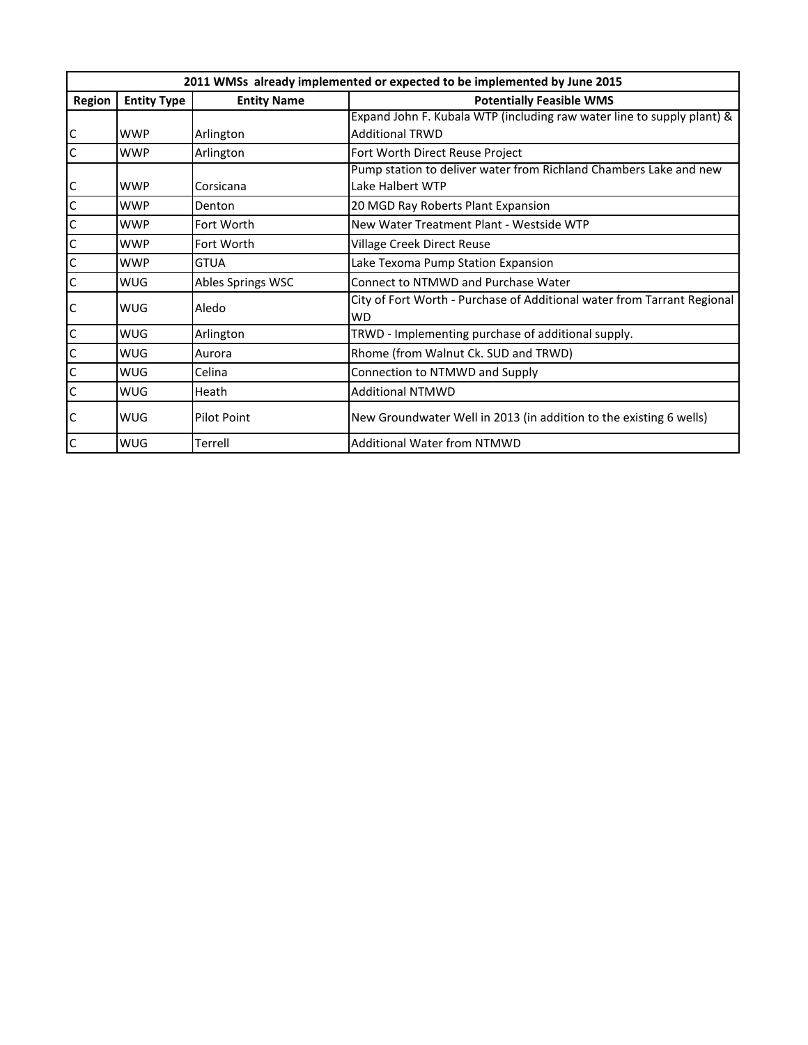| 2011 WMSs already implemented or expected to be implemented by June 2015 | | | |
|---|---|---|---|
| **Region** | **Entity Type** | **Entity Name** | **Potentially Feasible WMS** |
| C | WWP | Arlington | Expand John F. Kubala WTP (including raw water line to supply plant) & Additional TRWD |
| C | WWP | Arlington | Fort Worth Direct Reuse Project |
| C | WWP | Corsicana | Pump station to deliver water from Richland Chambers Lake and new Lake Halbert WTP |
| C | WWP | Denton | 20 MGD Ray Roberts Plant Expansion |
| C | WWP | Fort Worth | New Water Treatment Plant - Westside WTP |
| C | WWP | Fort Worth | Village Creek Direct Reuse |
| C | WWP | GTUA | Lake Texoma Pump Station Expansion |
| C | WUG | Ables Springs WSC | Connect to NTMWD and Purchase Water |
| C | WUG | Aledo | City of Fort Worth - Purchase of Additional water from Tarrant Regional WD |
| C | WUG | Arlington | TRWD - Implementing purchase of additional supply. |
| C | WUG | Aurora | Rhome (from Walnut Ck. SUD and TRWD) |
| C | WUG | Celina | Connection to NTMWD and Supply |
| C | WUG | Heath | Additional NTMWD |
| C | WUG | Pilot Point | New Groundwater Well in 2013 (in addition to the existing 6 wells) |
| C | WUG | Terrell | Additional Water from NTMWD |